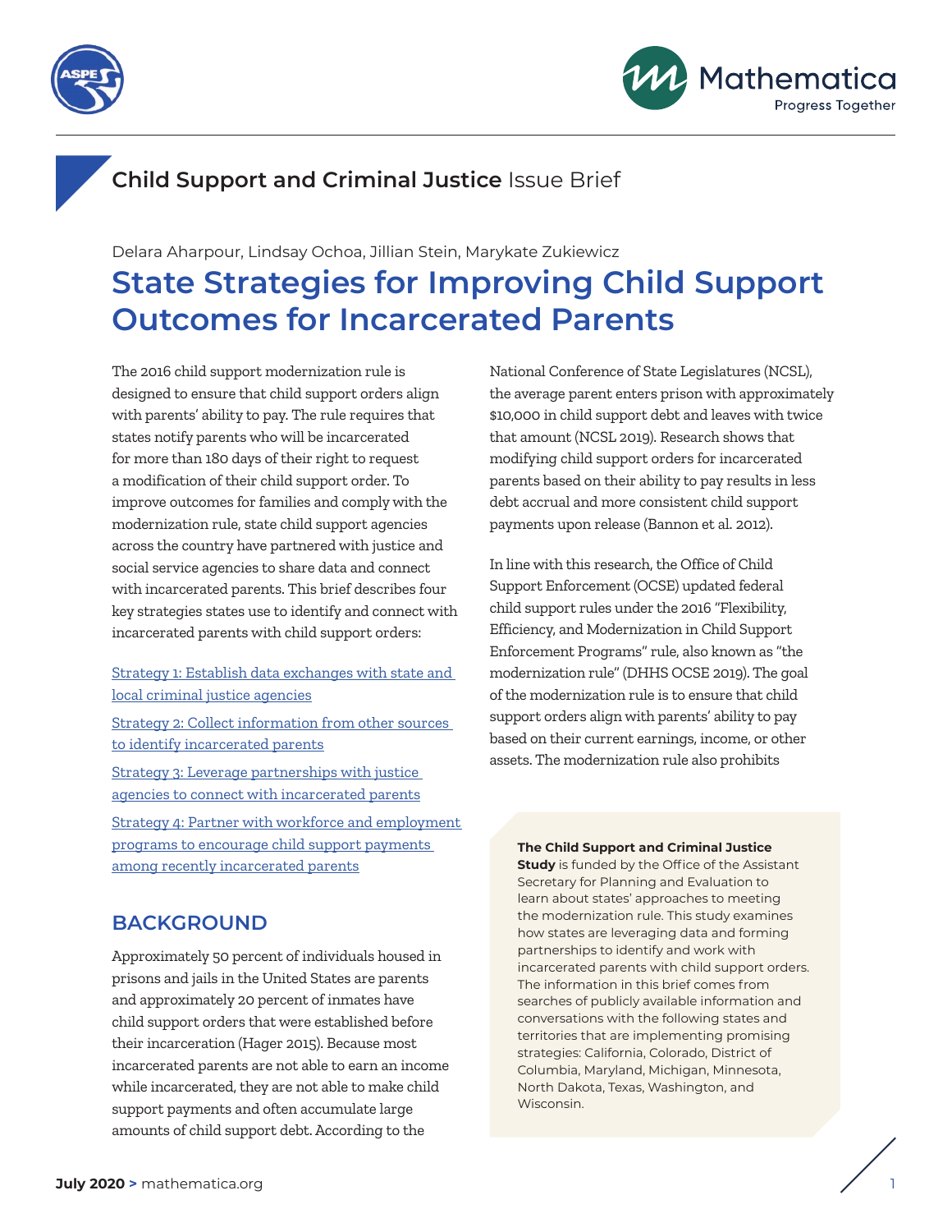**Child Support and Criminal Justice** Issue Brief

Delara Aharpour, Lindsay Ochoa, Jillian Stein, Marykate Zukiewicz

# State Strategies for Improving Child Support Outcomes for Incarcerated Parents

The 2016 child support modernization rule is designed to ensure that child support orders align with parents' ability to pay. The rule requires that states notify parents who will be incarcerated for more than 180 days of their right to request a modification of their child support order. To improve outcomes for families and comply with the modernization rule, state child support agencies across the country have partnered with justice and social service agencies to share data and connect with incarcerated parents. This brief describes four key strategies states use to identify and connect with incarcerated parents with child support orders:

Strategy 1: Establish data exchanges with state and local criminal justice agencies

Strategy 2: Collect information from other sources to identify incarcerated parents

Strategy 3: Leverage partnerships with justice agencies to connect with incarcerated parents

Strategy 4: Partner with workforce and employment programs to encourage child support payments among recently incarcerated parents

## BACKGROUND

Approximately 50 percent of individuals housed in prisons and jails in the United States are parents and approximately 20 percent of inmates have child support orders that were established before their incarceration (Hager 2015). Because most incarcerated parents are not able to earn an income while incarcerated, they are not able to make child support payments and often accumulate large amounts of child support debt. According to the National Conference of State Legislatures (NCSL), the average parent enters prison with approximately $10,000 in child support debt and leaves with twice that amount (NCSL 2019). Research shows that modifying child support orders for incarcerated parents based on their ability to pay results in less debt accrual and more consistent child support payments upon release (Bannon et al. 2012).

In line with this research, the Office of Child Support Enforcement (OCSE) updated federal child support rules under the 2016 "Flexibility, Efficiency, and Modernization in Child Support Enforcement Programs" rule, also known as "the modernization rule" (DHHS OCSE 2019). The goal of the modernization rule is to ensure that child support orders align with parents' ability to pay based on their current earnings, income, or other assets. The modernization rule also prohibits

**The Child Support and Criminal Justice Study** is funded by the Office of the Assistant Secretary for Planning and Evaluation to learn about states' approaches to meeting the modernization rule. This study examines how states are leveraging data and forming partnerships to identify and work with incarcerated parents with child support orders. The information in this brief comes from searches of publicly available information and conversations with the following states and territories that are implementing promising strategies: California, Colorado, District of Columbia, Maryland, Michigan, Minnesota, North Dakota, Texas, Washington, and Wisconsin.

**July 2020 >** mathematica.org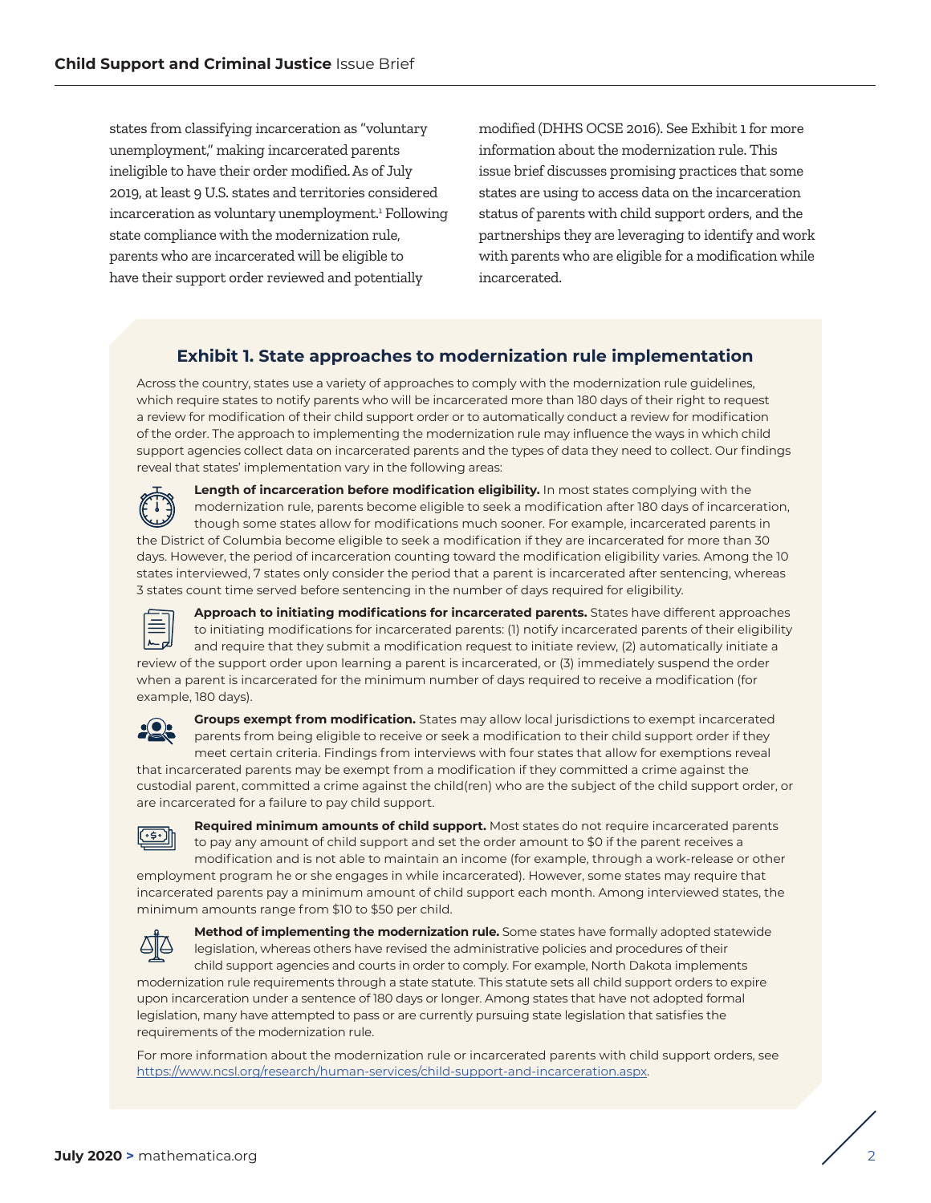states from classifying incarceration as "voluntary unemployment," making incarcerated parents ineligible to have their order modified. As of July 2019, at least 9 U.S. states and territories considered incarceration as voluntary unemployment.[1] Following state compliance with the modernization rule, parents who are incarcerated will be eligible to have their support order reviewed and potentially modified (DHHS OCSE 2016). See Exhibit 1 for more information about the modernization rule. This issue brief discusses promising practices that some states are using to access data on the incarceration status of parents with child support orders, and the partnerships they are leveraging to identify and work with parents who are eligible for a modification while incarcerated.

## Exhibit 1. State approaches to modernization rule implementation

Across the country, states use a variety of approaches to comply with the modernization rule guidelines, which require states to notify parents who will be incarcerated more than 180 days of their right to request a review for modification of their child support order or to automatically conduct a review for modification of the order. The approach to implementing the modernization rule may influence the ways in which child support agencies collect data on incarcerated parents and the types of data they need to collect. Our findings reveal that states' implementation vary in the following areas:

**Length of incarceration before modification eligibility.** In most states complying with the modernization rule, parents become eligible to seek a modification after 180 days of incarceration, though some states allow for modifications much sooner. For example, incarcerated parents in the District of Columbia become eligible to seek a modification if they are incarcerated for more than 30 days. However, the period of incarceration counting toward the modification eligibility varies. Among the 10 states interviewed, 7 states only consider the period that a parent is incarcerated after sentencing, whereas 3 states count time served before sentencing in the number of days required for eligibility.

**Approach to initiating modifications for incarcerated parents.** States have different approaches to initiating modifications for incarcerated parents: (1) notify incarcerated parents of their eligibility and require that they submit a modification request to initiate review, (2) automatically initiate a review of the support order upon learning a parent is incarcerated, or (3) immediately suspend the order when a parent is incarcerated for the minimum number of days required to receive a modification (for example, 180 days).

**Groups exempt from modification.** States may allow local jurisdictions to exempt incarcerated parents from being eligible to receive or seek a modification to their child support order if they meet certain criteria. Findings from interviews with four states that allow for exemptions reveal that incarcerated parents may be exempt from a modification if they committed a crime against the custodial parent, committed a crime against the child(ren) who are the subject of the child support order, or are incarcerated for a failure to pay child support.

**Required minimum amounts of child support.** Most states do not require incarcerated parents to pay any amount of child support and set the order amount to $0 if the parent receives a modification and is not able to maintain an income (for example, through a work-release or other employment program he or she engages in while incarcerated). However, some states may require that incarcerated parents pay a minimum amount of child support each month. Among interviewed states, the minimum amounts range from $10 to $50 per child.

**Method of implementing the modernization rule.** Some states have formally adopted statewide legislation, whereas others have revised the administrative policies and procedures of their child support agencies and courts in order to comply. For example, North Dakota implements modernization rule requirements through a state statute. This statute sets all child support orders to expire upon incarceration under a sentence of 180 days or longer. Among states that have not adopted formal legislation, many have attempted to pass or are currently pursuing state legislation that satisfies the requirements of the modernization rule.

For more information about the modernization rule or incarcerated parents with child support orders, see https://www.ncsl.org/research/human-services/child-support-and-incarceration.aspx.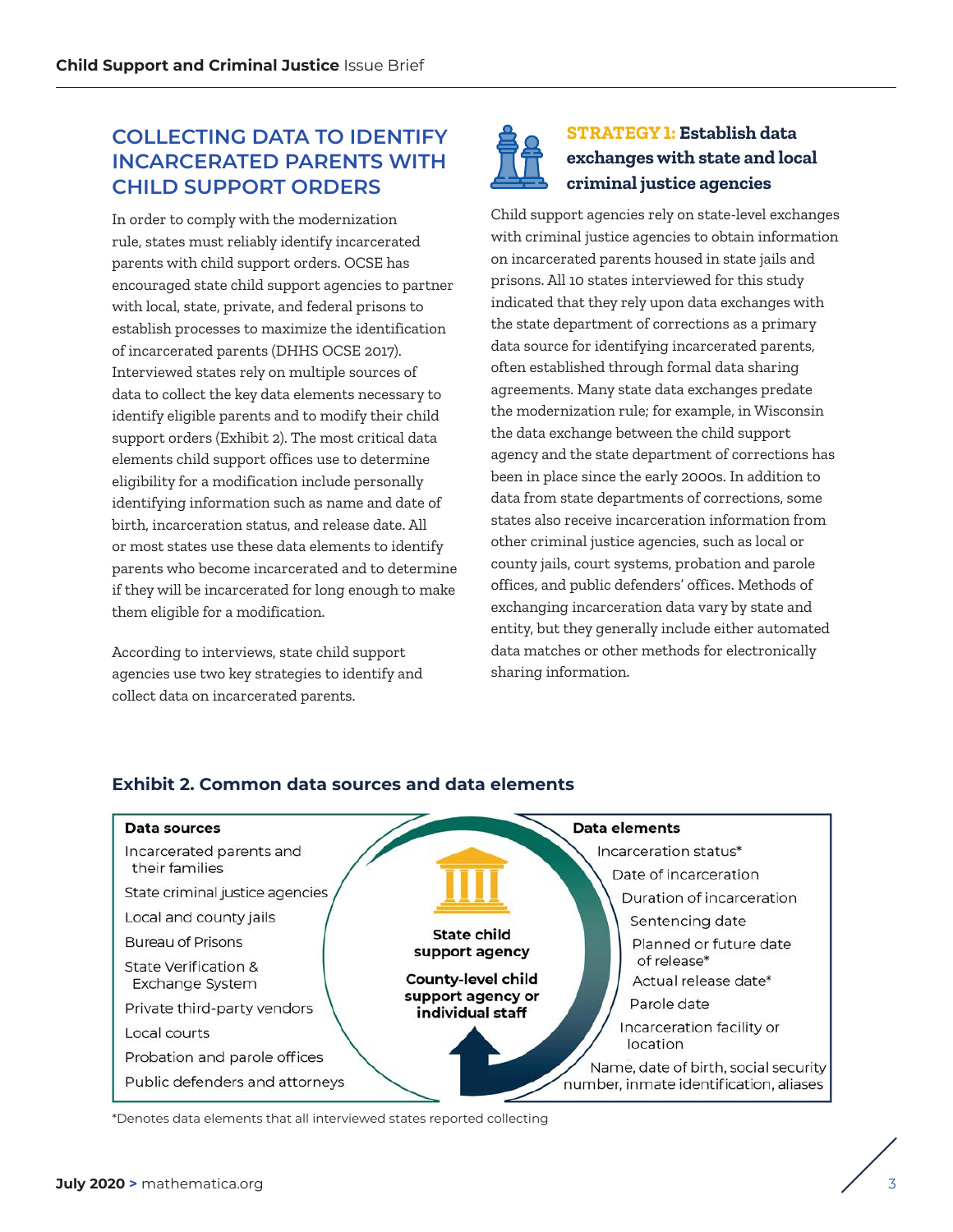## COLLECTING DATA TO IDENTIFY INCARCERATED PARENTS WITH CHILD SUPPORT ORDERS

In order to comply with the modernization rule, states must reliably identify incarcerated parents with child support orders. OCSE has encouraged state child support agencies to partner with local, state, private, and federal prisons to establish processes to maximize the identification of incarcerated parents (DHHS OCSE 2017). Interviewed states rely on multiple sources of data to collect the key data elements necessary to identify eligible parents and to modify their child support orders (Exhibit 2). The most critical data elements child support offices use to determine eligibility for a modification include personally identifying information such as name and date of birth, incarceration status, and release date. All or most states use these data elements to identify parents who become incarcerated and to determine if they will be incarcerated for long enough to make them eligible for a modification.

According to interviews, state child support agencies use two key strategies to identify and collect data on incarcerated parents.

### STRATEGY 1: Establish data exchanges with state and local criminal justice agencies

Child support agencies rely on state-level exchanges with criminal justice agencies to obtain information on incarcerated parents housed in state jails and prisons. All 10 states interviewed for this study indicated that they rely upon data exchanges with the state department of corrections as a primary data source for identifying incarcerated parents, often established through formal data sharing agreements. Many state data exchanges predate the modernization rule; for example, in Wisconsin the data exchange between the child support agency and the state department of corrections has been in place since the early 2000s. In addition to data from state departments of corrections, some states also receive incarceration information from other criminal justice agencies, such as local or county jails, court systems, probation and parole offices, and public defenders' offices. Methods of exchanging incarceration data vary by state and entity, but they generally include either automated data matches or other methods for electronically sharing information.

**Exhibit 2. Common data sources and data elements**

| Data sources | State child support agency / County-level child support agency or individual staff | Data elements |
|---|---|---|
| Incarcerated parents and their families | | Incarceration status* |
| State criminal justice agencies | | Date of incarceration |
| Local and county jails | | Duration of incarceration |
| Bureau of Prisons | | Sentencing date |
| State Verification & Exchange System | | Planned or future date of release* |
| Private third-party vendors | | Actual release date* |
| Local courts | | Parole date |
| Probation and parole offices | | Incarceration facility or location |
| Public defenders and attorneys | | Name, date of birth, social security number, inmate identification, aliases |

*Denotes data elements that all interviewed states reported collecting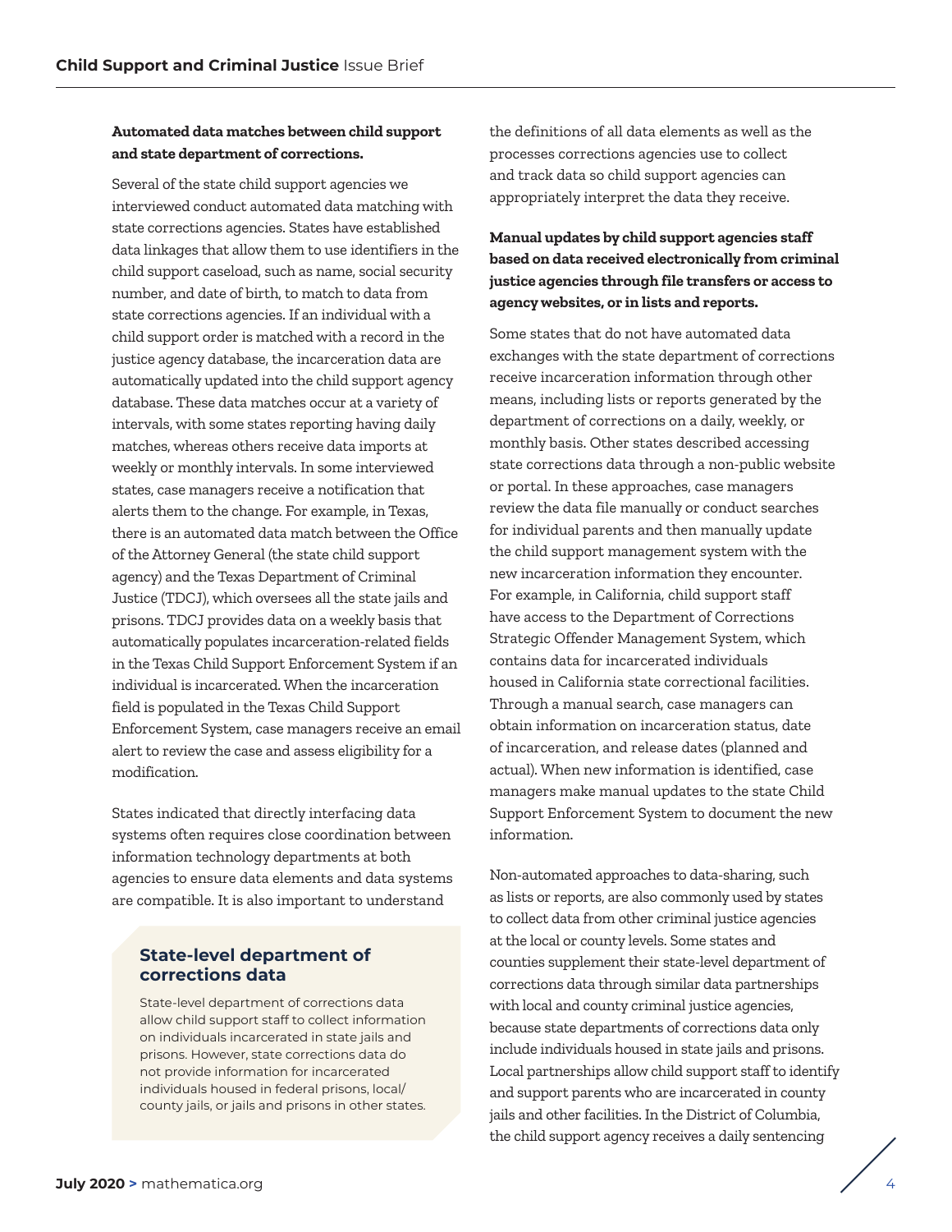**Automated data matches between child support and state department of corrections.**

Several of the state child support agencies we interviewed conduct automated data matching with state corrections agencies. States have established data linkages that allow them to use identifiers in the child support caseload, such as name, social security number, and date of birth, to match to data from state corrections agencies. If an individual with a child support order is matched with a record in the justice agency database, the incarceration data are automatically updated into the child support agency database. These data matches occur at a variety of intervals, with some states reporting having daily matches, whereas others receive data imports at weekly or monthly intervals. In some interviewed states, case managers receive a notification that alerts them to the change. For example, in Texas, there is an automated data match between the Office of the Attorney General (the state child support agency) and the Texas Department of Criminal Justice (TDCJ), which oversees all the state jails and prisons. TDCJ provides data on a weekly basis that automatically populates incarceration-related fields in the Texas Child Support Enforcement System if an individual is incarcerated. When the incarceration field is populated in the Texas Child Support Enforcement System, case managers receive an email alert to review the case and assess eligibility for a modification.

States indicated that directly interfacing data systems often requires close coordination between information technology departments at both agencies to ensure data elements and data systems are compatible. It is also important to understand the definitions of all data elements as well as the processes corrections agencies use to collect and track data so child support agencies can appropriately interpret the data they receive.

> **State-level department of corrections data**
>
> State-level department of corrections data allow child support staff to collect information on individuals incarcerated in state jails and prisons. However, state corrections data do not provide information for incarcerated individuals housed in federal prisons, local/county jails, or jails and prisons in other states.

**Manual updates by child support agencies staff based on data received electronically from criminal justice agencies through file transfers or access to agency websites, or in lists and reports.**

Some states that do not have automated data exchanges with the state department of corrections receive incarceration information through other means, including lists or reports generated by the department of corrections on a daily, weekly, or monthly basis. Other states described accessing state corrections data through a non-public website or portal. In these approaches, case managers review the data file manually or conduct searches for individual parents and then manually update the child support management system with the new incarceration information they encounter. For example, in California, child support staff have access to the Department of Corrections Strategic Offender Management System, which contains data for incarcerated individuals housed in California state correctional facilities. Through a manual search, case managers can obtain information on incarceration status, date of incarceration, and release dates (planned and actual). When new information is identified, case managers make manual updates to the state Child Support Enforcement System to document the new information.

Non-automated approaches to data-sharing, such as lists or reports, are also commonly used by states to collect data from other criminal justice agencies at the local or county levels. Some states and counties supplement their state-level department of corrections data through similar data partnerships with local and county criminal justice agencies, because state departments of corrections data only include individuals housed in state jails and prisons. Local partnerships allow child support staff to identify and support parents who are incarcerated in county jails and other facilities. In the District of Columbia, the child support agency receives a daily sentencing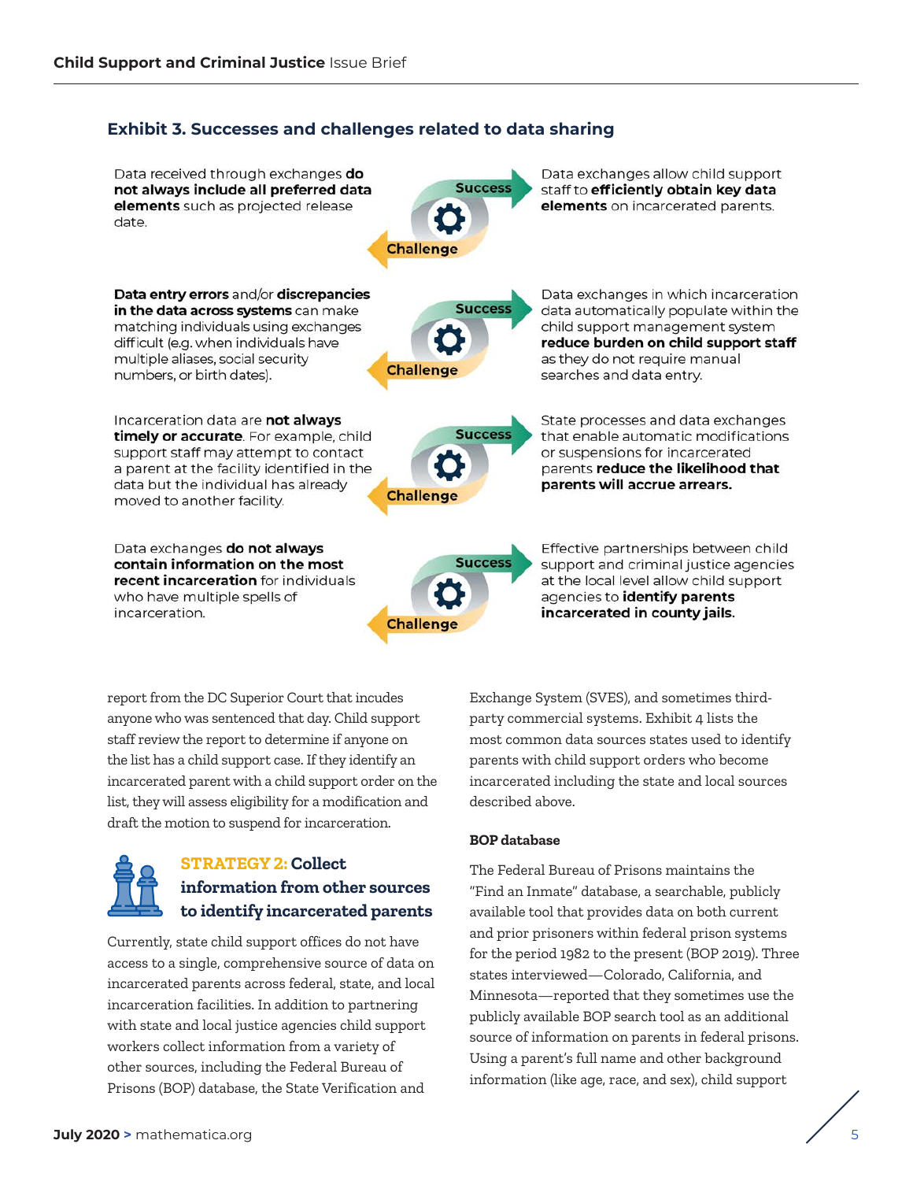### Exhibit 3. Successes and challenges related to data sharing

| Challenge | Success |
| --- | --- |
| Data received through exchanges **do not always include all preferred data elements** such as projected release date. | Data exchanges allow child support staff to **efficiently obtain key data elements** on incarcerated parents. |
| **Data entry errors** and/or **discrepancies in the data across systems** can make matching individuals using exchanges difficult (e.g. when individuals have multiple aliases, social security numbers, or birth dates). | Data exchanges in which incarceration data automatically populate within the child support management system **reduce burden on child support staff** as they do not require manual searches and data entry. |
| Incarceration data are **not always timely or accurate**. For example, child support staff may attempt to contact a parent at the facility identified in the data but the individual has already moved to another facility. | State processes and data exchanges that enable automatic modifications or suspensions for incarcerated parents **reduce the likelihood that parents will accrue arrears.** |
| Data exchanges **do not always contain information on the most recent incarceration** for individuals who have multiple spells of incarceration. | Effective partnerships between child support and criminal justice agencies at the local level allow child support agencies to **identify parents incarcerated in county jails.** |

report from the DC Superior Court that incudes anyone who was sentenced that day. Child support staff review the report to determine if anyone on the list has a child support case. If they identify an incarcerated parent with a child support order on the list, they will assess eligibility for a modification and draft the motion to suspend for incarceration.

## STRATEGY 2: Collect information from other sources to identify incarcerated parents

Currently, state child support offices do not have access to a single, comprehensive source of data on incarcerated parents across federal, state, and local incarceration facilities. In addition to partnering with state and local justice agencies child support workers collect information from a variety of other sources, including the Federal Bureau of Prisons (BOP) database, the State Verification and Exchange System (SVES), and sometimes third-party commercial systems. Exhibit 4 lists the most common data sources states used to identify parents with child support orders who become incarcerated including the state and local sources described above.

#### BOP database

The Federal Bureau of Prisons maintains the "Find an Inmate" database, a searchable, publicly available tool that provides data on both current and prior prisoners within federal prison systems for the period 1982 to the present (BOP 2019). Three states interviewed—Colorado, California, and Minnesota—reported that they sometimes use the publicly available BOP search tool as an additional source of information on parents in federal prisons. Using a parent's full name and other background information (like age, race, and sex), child support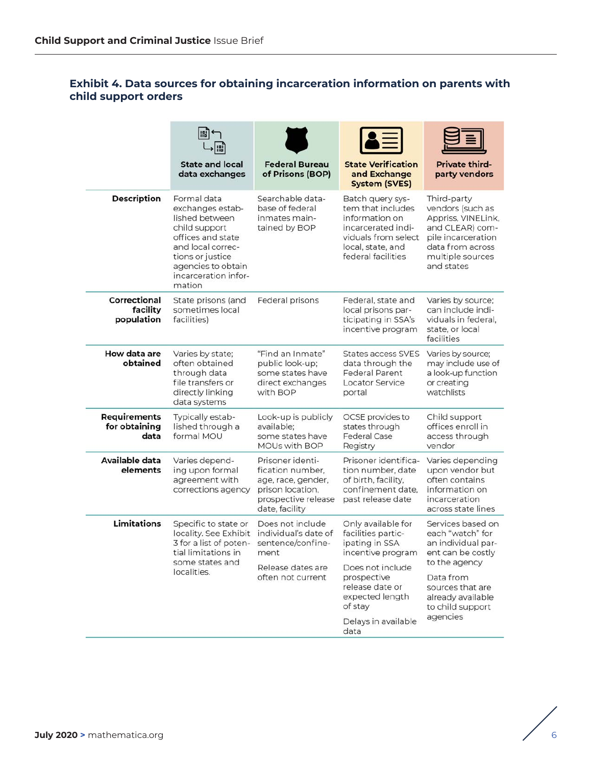### Exhibit 4. Data sources for obtaining incarceration information on parents with child support orders

| | State and local data exchanges | Federal Bureau of Prisons (BOP) | State Verification and Exchange System (SVES) | Private third-party vendors |
|---|---|---|---|---|
| **Description** | Formal data exchanges established between child support offices and state and local corrections or justice agencies to obtain incarceration information | Searchable database of federal inmates maintained by BOP | Batch query system that includes information on incarcerated individuals from select local, state, and federal facilities | Third-party vendors (such as Appriss, VINELink, and CLEAR) compile incarceration data from across multiple sources and states |
| **Correctional facility population** | State prisons (and sometimes local facilities) | Federal prisons | Federal, state and local prisons participating in SSA's incentive program | Varies by source; can include individuals in federal, state, or local facilities |
| **How data are obtained** | Varies by state; often obtained through data file transfers or directly linking data systems | "Find an Inmate" public look-up; some states have direct exchanges with BOP | States access SVES data through the Federal Parent Locator Service portal | Varies by source; may include use of a look-up function or creating watchlists |
| **Requirements for obtaining data** | Typically established through a formal MOU | Look-up is publicly available; some states have MOUs with BOP | OCSE provides to states through Federal Case Registry | Child support offices enroll in access through vendor |
| **Available data elements** | Varies depending upon formal agreement with corrections agency | Prisoner identification number, age, race, gender, prison location, prospective release date, facility | Prisoner identification number, date of birth, facility, confinement date, past release date | Varies depending upon vendor but often contains information on incarceration across state lines |
| **Limitations** | Specific to state or locality. See Exhibit 3 for a list of potential limitations in some states and localities. | Does not include individual's date of sentence/confinement<br><br>Release dates are often not current | Only available for facilities participating in SSA incentive program<br><br>Does not include prospective release date or expected length of stay<br><br>Delays in available data | Services based on each "watch" for an individual parent can be costly to the agency<br><br>Data from sources that are already available to child support agencies |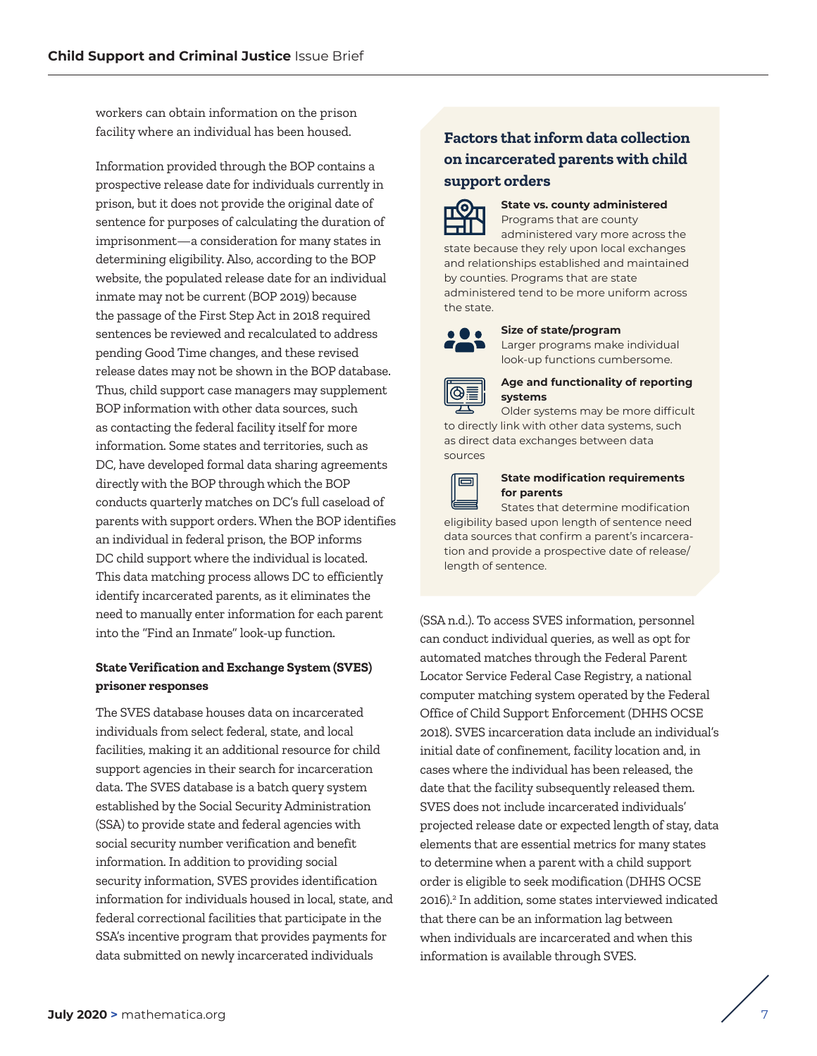workers can obtain information on the prison facility where an individual has been housed.

Information provided through the BOP contains a prospective release date for individuals currently in prison, but it does not provide the original date of sentence for purposes of calculating the duration of imprisonment—a consideration for many states in determining eligibility. Also, according to the BOP website, the populated release date for an individual inmate may not be current (BOP 2019) because the passage of the First Step Act in 2018 required sentences be reviewed and recalculated to address pending Good Time changes, and these revised release dates may not be shown in the BOP database. Thus, child support case managers may supplement BOP information with other data sources, such as contacting the federal facility itself for more information. Some states and territories, such as DC, have developed formal data sharing agreements directly with the BOP through which the BOP conducts quarterly matches on DC's full caseload of parents with support orders. When the BOP identifies an individual in federal prison, the BOP informs DC child support where the individual is located. This data matching process allows DC to efficiently identify incarcerated parents, as it eliminates the need to manually enter information for each parent into the "Find an Inmate" look-up function.

#### State Verification and Exchange System (SVES) prisoner responses

The SVES database houses data on incarcerated individuals from select federal, state, and local facilities, making it an additional resource for child support agencies in their search for incarceration data. The SVES database is a batch query system established by the Social Security Administration (SSA) to provide state and federal agencies with social security number verification and benefit information. In addition to providing social security information, SVES provides identification information for individuals housed in local, state, and federal correctional facilities that participate in the SSA's incentive program that provides payments for data submitted on newly incarcerated individuals (SSA n.d.). To access SVES information, personnel can conduct individual queries, as well as opt for automated matches through the Federal Parent Locator Service Federal Case Registry, a national computer matching system operated by the Federal Office of Child Support Enforcement (DHHS OCSE 2018). SVES incarceration data include an individual's initial date of confinement, facility location and, in cases where the individual has been released, the date that the facility subsequently released them. SVES does not include incarcerated individuals' projected release date or expected length of stay, data elements that are essential metrics for many states to determine when a parent with a child support order is eligible to seek modification (DHHS OCSE 2016).[2] In addition, some states interviewed indicated that there can be an information lag between when individuals are incarcerated and when this information is available through SVES.

### Factors that inform data collection on incarcerated parents with child support orders

**State vs. county administered**
Programs that are county administered vary more across the state because they rely upon local exchanges and relationships established and maintained by counties. Programs that are state administered tend to be more uniform across the state.

**Size of state/program**
Larger programs make individual look-up functions cumbersome.

**Age and functionality of reporting systems**
Older systems may be more difficult to directly link with other data systems, such as direct data exchanges between data sources

**State modification requirements for parents**
States that determine modification eligibility based upon length of sentence need data sources that confirm a parent's incarceration and provide a prospective date of release/length of sentence.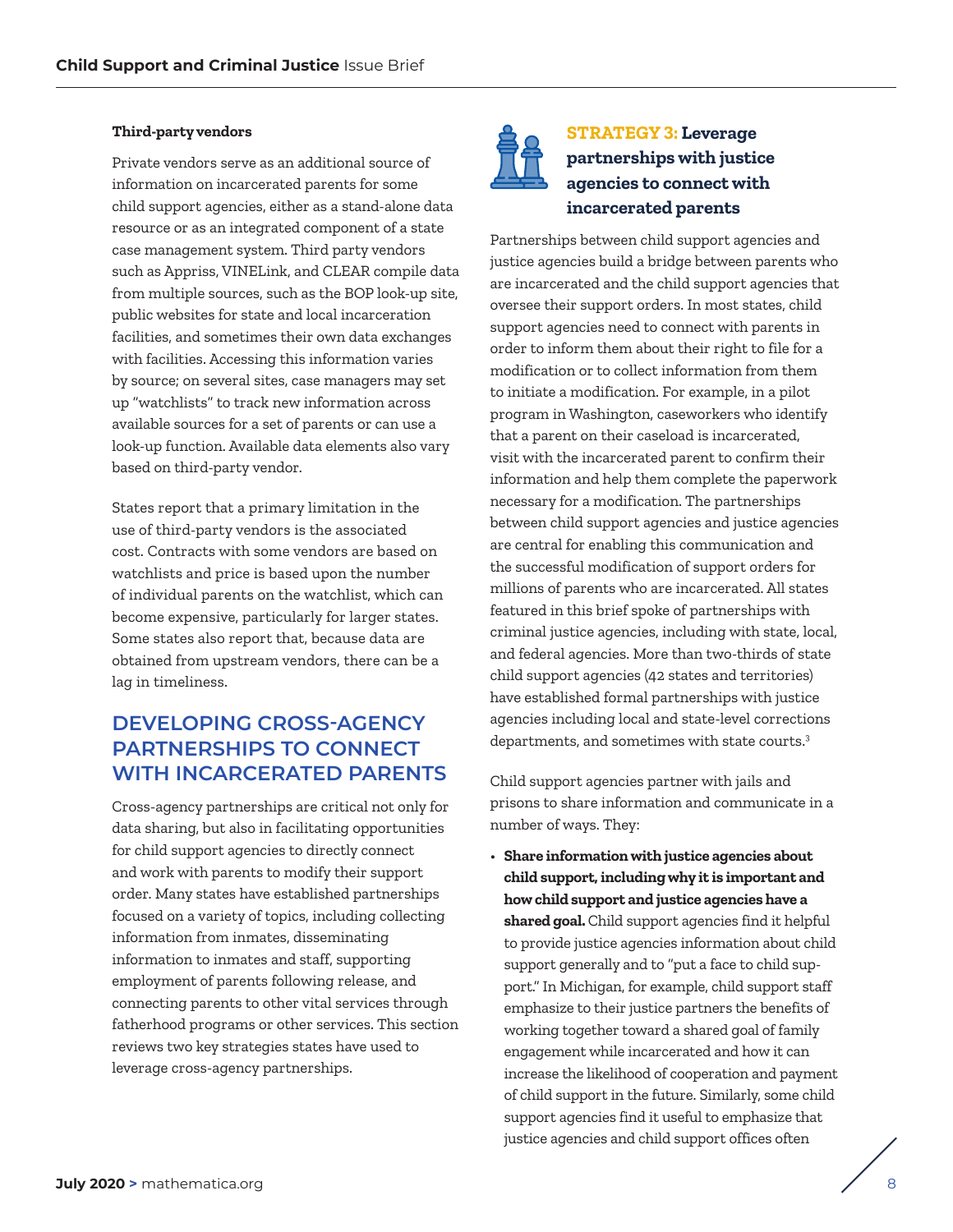#### Third-party vendors

Private vendors serve as an additional source of information on incarcerated parents for some child support agencies, either as a stand-alone data resource or as an integrated component of a state case management system. Third party vendors such as Appriss, VINELink, and CLEAR compile data from multiple sources, such as the BOP look-up site, public websites for state and local incarceration facilities, and sometimes their own data exchanges with facilities. Accessing this information varies by source; on several sites, case managers may set up "watchlists" to track new information across available sources for a set of parents or can use a look-up function. Available data elements also vary based on third-party vendor.

States report that a primary limitation in the use of third-party vendors is the associated cost. Contracts with some vendors are based on watchlists and price is based upon the number of individual parents on the watchlist, which can become expensive, particularly for larger states. Some states also report that, because data are obtained from upstream vendors, there can be a lag in timeliness.

## DEVELOPING CROSS-AGENCY PARTNERSHIPS TO CONNECT WITH INCARCERATED PARENTS

Cross-agency partnerships are critical not only for data sharing, but also in facilitating opportunities for child support agencies to directly connect and work with parents to modify their support order. Many states have established partnerships focused on a variety of topics, including collecting information from inmates, disseminating information to inmates and staff, supporting employment of parents following release, and connecting parents to other vital services through fatherhood programs or other services. This section reviews two key strategies states have used to leverage cross-agency partnerships.

### STRATEGY 3: Leverage partnerships with justice agencies to connect with incarcerated parents

Partnerships between child support agencies and justice agencies build a bridge between parents who are incarcerated and the child support agencies that oversee their support orders. In most states, child support agencies need to connect with parents in order to inform them about their right to file for a modification or to collect information from them to initiate a modification. For example, in a pilot program in Washington, caseworkers who identify that a parent on their caseload is incarcerated, visit with the incarcerated parent to confirm their information and help them complete the paperwork necessary for a modification. The partnerships between child support agencies and justice agencies are central for enabling this communication and the successful modification of support orders for millions of parents who are incarcerated. All states featured in this brief spoke of partnerships with criminal justice agencies, including with state, local, and federal agencies. More than two-thirds of state child support agencies (42 states and territories) have established formal partnerships with justice agencies including local and state-level corrections departments, and sometimes with state courts.[3]

Child support agencies partner with jails and prisons to share information and communicate in a number of ways. They:

- **Share information with justice agencies about child support, including why it is important and how child support and justice agencies have a shared goal.** Child support agencies find it helpful to provide justice agencies information about child support generally and to "put a face to child support." In Michigan, for example, child support staff emphasize to their justice partners the benefits of working together toward a shared goal of family engagement while incarcerated and how it can increase the likelihood of cooperation and payment of child support in the future. Similarly, some child support agencies find it useful to emphasize that justice agencies and child support offices often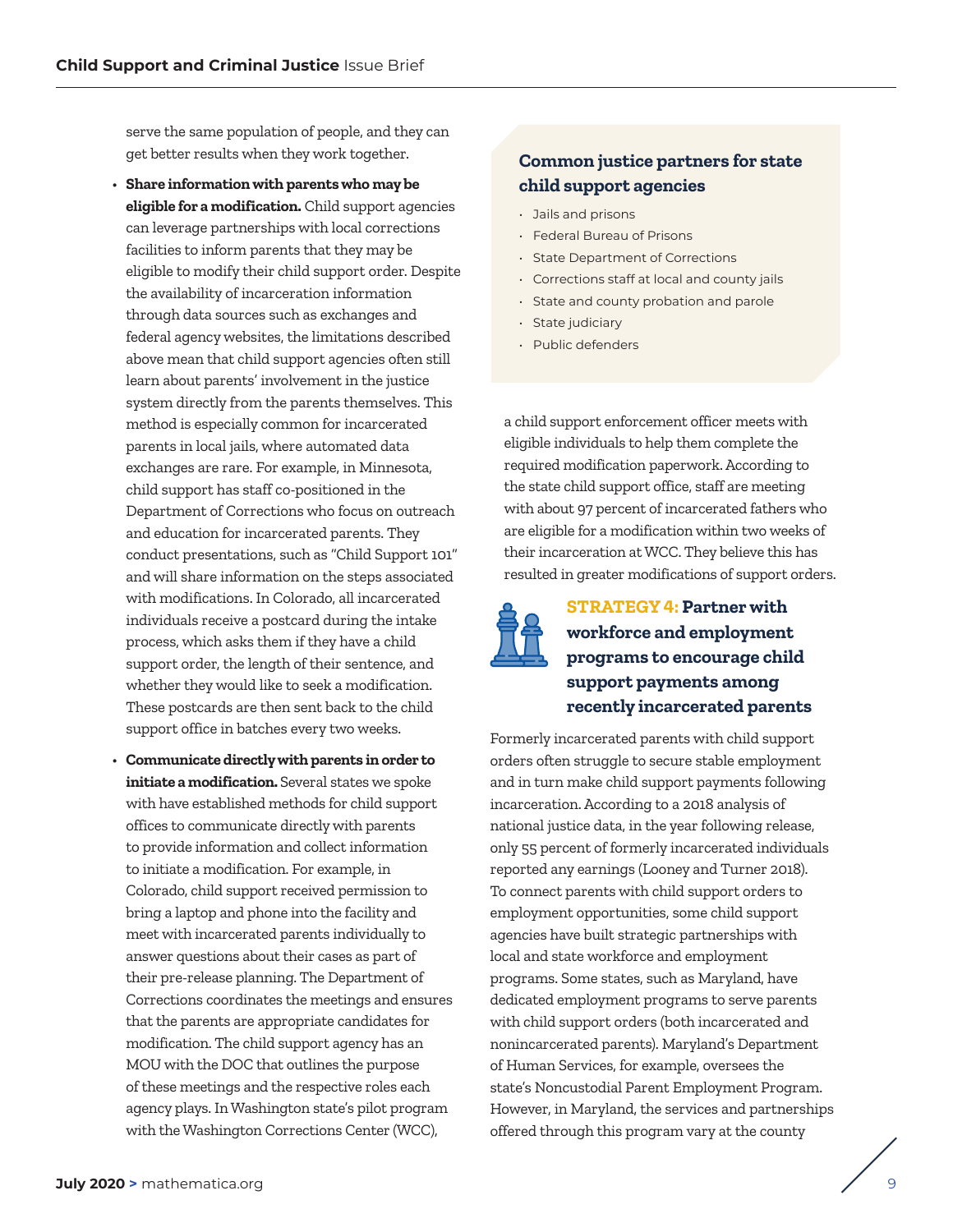serve the same population of people, and they can get better results when they work together.

- **Share information with parents who may be eligible for a modification.** Child support agencies can leverage partnerships with local corrections facilities to inform parents that they may be eligible to modify their child support order. Despite the availability of incarceration information through data sources such as exchanges and federal agency websites, the limitations described above mean that child support agencies often still learn about parents' involvement in the justice system directly from the parents themselves. This method is especially common for incarcerated parents in local jails, where automated data exchanges are rare. For example, in Minnesota, child support has staff co-positioned in the Department of Corrections who focus on outreach and education for incarcerated parents. They conduct presentations, such as "Child Support 101" and will share information on the steps associated with modifications. In Colorado, all incarcerated individuals receive a postcard during the intake process, which asks them if they have a child support order, the length of their sentence, and whether they would like to seek a modification. These postcards are then sent back to the child support office in batches every two weeks.
- **Communicate directly with parents in order to initiate a modification.** Several states we spoke with have established methods for child support offices to communicate directly with parents to provide information and collect information to initiate a modification. For example, in Colorado, child support received permission to bring a laptop and phone into the facility and meet with incarcerated parents individually to answer questions about their cases as part of their pre-release planning. The Department of Corrections coordinates the meetings and ensures that the parents are appropriate candidates for modification. The child support agency has an MOU with the DOC that outlines the purpose of these meetings and the respective roles each agency plays. In Washington state's pilot program with the Washington Corrections Center (WCC), a child support enforcement officer meets with eligible individuals to help them complete the required modification paperwork. According to the state child support office, staff are meeting with about 97 percent of incarcerated fathers who are eligible for a modification within two weeks of their incarceration at WCC. They believe this has resulted in greater modifications of support orders.

### Common justice partners for state child support agencies

- Jails and prisons
- Federal Bureau of Prisons
- State Department of Corrections
- Corrections staff at local and county jails
- State and county probation and parole
- State judiciary
- Public defenders

## STRATEGY 4: Partner with workforce and employment programs to encourage child support payments among recently incarcerated parents

Formerly incarcerated parents with child support orders often struggle to secure stable employment and in turn make child support payments following incarceration. According to a 2018 analysis of national justice data, in the year following release, only 55 percent of formerly incarcerated individuals reported any earnings (Looney and Turner 2018). To connect parents with child support orders to employment opportunities, some child support agencies have built strategic partnerships with local and state workforce and employment programs. Some states, such as Maryland, have dedicated employment programs to serve parents with child support orders (both incarcerated and nonincarcerated parents). Maryland's Department of Human Services, for example, oversees the state's Noncustodial Parent Employment Program. However, in Maryland, the services and partnerships offered through this program vary at the county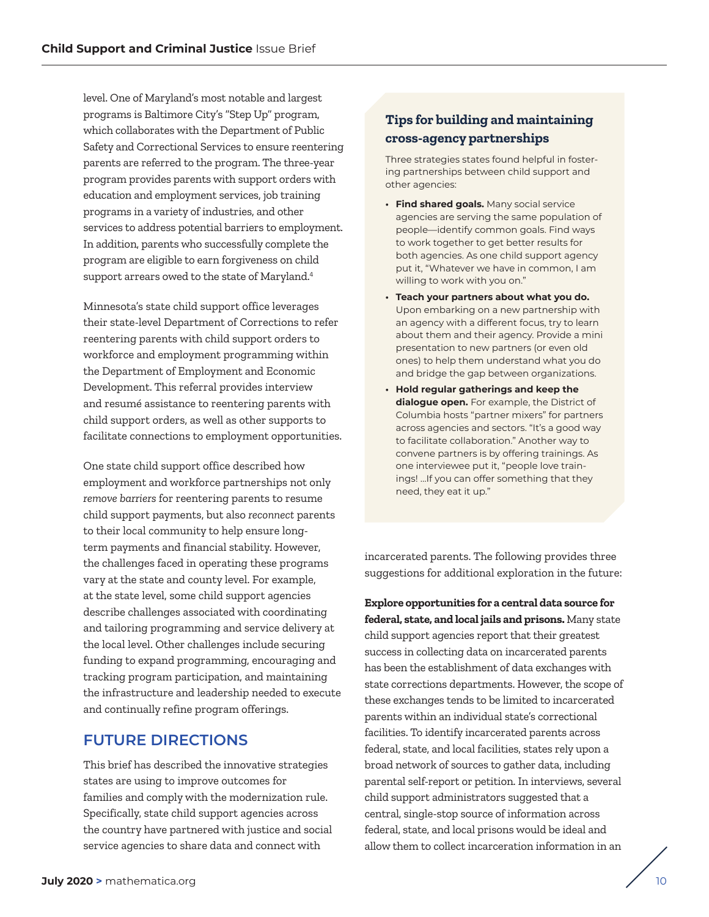level. One of Maryland's most notable and largest programs is Baltimore City's "Step Up" program, which collaborates with the Department of Public Safety and Correctional Services to ensure reentering parents are referred to the program. The three-year program provides parents with support orders with education and employment services, job training programs in a variety of industries, and other services to address potential barriers to employment. In addition, parents who successfully complete the program are eligible to earn forgiveness on child support arrears owed to the state of Maryland.[4]

Minnesota's state child support office leverages their state-level Department of Corrections to refer reentering parents with child support orders to workforce and employment programming within the Department of Employment and Economic Development. This referral provides interview and resumé assistance to reentering parents with child support orders, as well as other supports to facilitate connections to employment opportunities.

One state child support office described how employment and workforce partnerships not only *remove barriers* for reentering parents to resume child support payments, but also *reconnect* parents to their local community to help ensure long-term payments and financial stability. However, the challenges faced in operating these programs vary at the state and county level. For example, at the state level, some child support agencies describe challenges associated with coordinating and tailoring programming and service delivery at the local level. Other challenges include securing funding to expand programming, encouraging and tracking program participation, and maintaining the infrastructure and leadership needed to execute and continually refine program offerings.

### Tips for building and maintaining cross-agency partnerships

Three strategies states found helpful in fostering partnerships between child support and other agencies:

- **Find shared goals.** Many social service agencies are serving the same population of people—identify common goals. Find ways to work together to get better results for both agencies. As one child support agency put it, "Whatever we have in common, I am willing to work with you on."
- **Teach your partners about what you do.** Upon embarking on a new partnership with an agency with a different focus, try to learn about them and their agency. Provide a mini presentation to new partners (or even old ones) to help them understand what you do and bridge the gap between organizations.
- **Hold regular gatherings and keep the dialogue open.** For example, the District of Columbia hosts "partner mixers" for partners across agencies and sectors. "It's a good way to facilitate collaboration." Another way to convene partners is by offering trainings. As one interviewee put it, "people love trainings! …If you can offer something that they need, they eat it up."

## FUTURE DIRECTIONS

This brief has described the innovative strategies states are using to improve outcomes for families and comply with the modernization rule. Specifically, state child support agencies across the country have partnered with justice and social service agencies to share data and connect with incarcerated parents. The following provides three suggestions for additional exploration in the future:

**Explore opportunities for a central data source for federal, state, and local jails and prisons.** Many state child support agencies report that their greatest success in collecting data on incarcerated parents has been the establishment of data exchanges with state corrections departments. However, the scope of these exchanges tends to be limited to incarcerated parents within an individual state's correctional facilities. To identify incarcerated parents across federal, state, and local facilities, states rely upon a broad network of sources to gather data, including parental self-report or petition. In interviews, several child support administrators suggested that a central, single-stop source of information across federal, state, and local prisons would be ideal and allow them to collect incarceration information in an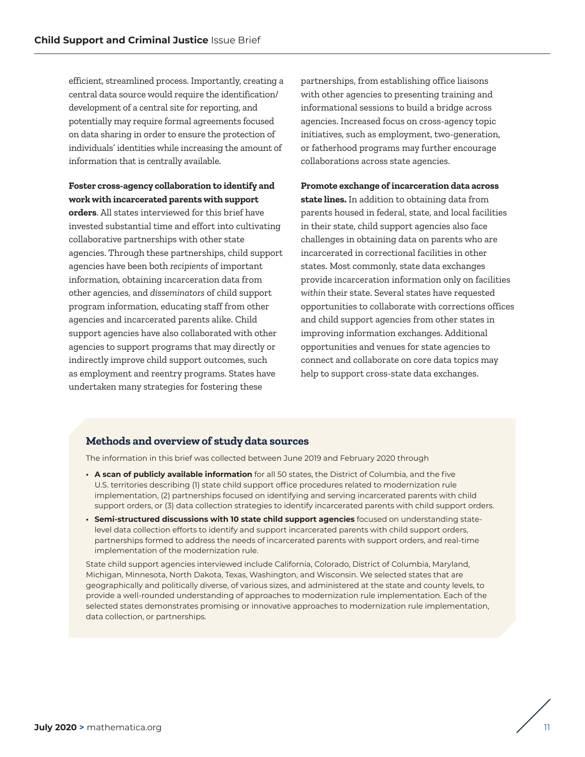efficient, streamlined process. Importantly, creating a central data source would require the identification/development of a central site for reporting, and potentially may require formal agreements focused on data sharing in order to ensure the protection of individuals' identities while increasing the amount of information that is centrally available.

**Foster cross-agency collaboration to identify and work with incarcerated parents with support orders**. All states interviewed for this brief have invested substantial time and effort into cultivating collaborative partnerships with other state agencies. Through these partnerships, child support agencies have been both *recipients* of important information, obtaining incarceration data from other agencies, and *disseminators* of child support program information, educating staff from other agencies and incarcerated parents alike. Child support agencies have also collaborated with other agencies to support programs that may directly or indirectly improve child support outcomes, such as employment and reentry programs. States have undertaken many strategies for fostering these partnerships, from establishing office liaisons with other agencies to presenting training and informational sessions to build a bridge across agencies. Increased focus on cross-agency topic initiatives, such as employment, two-generation, or fatherhood programs may further encourage collaborations across state agencies.

**Promote exchange of incarceration data across state lines.** In addition to obtaining data from parents housed in federal, state, and local facilities in their state, child support agencies also face challenges in obtaining data on parents who are incarcerated in correctional facilities in other states. Most commonly, state data exchanges provide incarceration information only on facilities *within* their state. Several states have requested opportunities to collaborate with corrections offices and child support agencies from other states in improving information exchanges. Additional opportunities and venues for state agencies to connect and collaborate on core data topics may help to support cross-state data exchanges.

### Methods and overview of study data sources

The information in this brief was collected between June 2019 and February 2020 through

- **A scan of publicly available information** for all 50 states, the District of Columbia, and the five U.S. territories describing (1) state child support office procedures related to modernization rule implementation, (2) partnerships focused on identifying and serving incarcerated parents with child support orders, or (3) data collection strategies to identify incarcerated parents with child support orders.
- **Semi-structured discussions with 10 state child support agencies** focused on understanding state-level data collection efforts to identify and support incarcerated parents with child support orders, partnerships formed to address the needs of incarcerated parents with support orders, and real-time implementation of the modernization rule.

State child support agencies interviewed include California, Colorado, District of Columbia, Maryland, Michigan, Minnesota, North Dakota, Texas, Washington, and Wisconsin. We selected states that are geographically and politically diverse, of various sizes, and administered at the state and county levels, to provide a well-rounded understanding of approaches to modernization rule implementation. Each of the selected states demonstrates promising or innovative approaches to modernization rule implementation, data collection, or partnerships.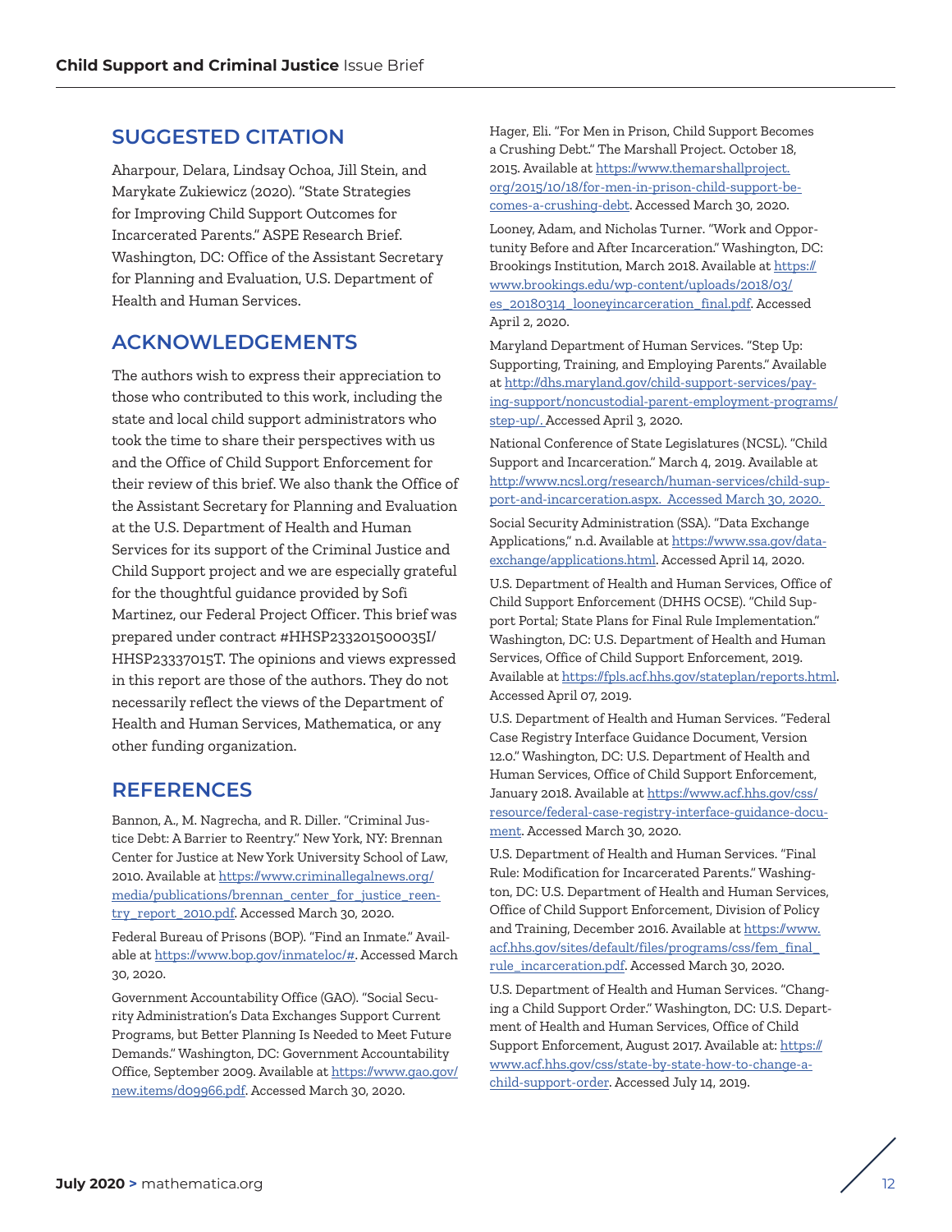## SUGGESTED CITATION

Aharpour, Delara, Lindsay Ochoa, Jill Stein, and Marykate Zukiewicz (2020). "State Strategies for Improving Child Support Outcomes for Incarcerated Parents." ASPE Research Brief. Washington, DC: Office of the Assistant Secretary for Planning and Evaluation, U.S. Department of Health and Human Services.

## ACKNOWLEDGEMENTS

The authors wish to express their appreciation to those who contributed to this work, including the state and local child support administrators who took the time to share their perspectives with us and the Office of Child Support Enforcement for their review of this brief. We also thank the Office of the Assistant Secretary for Planning and Evaluation at the U.S. Department of Health and Human Services for its support of the Criminal Justice and Child Support project and we are especially grateful for the thoughtful guidance provided by Sofi Martinez, our Federal Project Officer. This brief was prepared under contract #HHSP233201500035I/HHSP23337015T. The opinions and views expressed in this report are those of the authors. They do not necessarily reflect the views of the Department of Health and Human Services, Mathematica, or any other funding organization.

## REFERENCES

Bannon, A., M. Nagrecha, and R. Diller. "Criminal Justice Debt: A Barrier to Reentry." New York, NY: Brennan Center for Justice at New York University School of Law, 2010. Available at https://www.criminallegalnews.org/media/publications/brennan_center_for_justice_reentry_report_2010.pdf. Accessed March 30, 2020.

Federal Bureau of Prisons (BOP). "Find an Inmate." Available at https://www.bop.gov/inmateloc/#. Accessed March 30, 2020.

Government Accountability Office (GAO). "Social Security Administration's Data Exchanges Support Current Programs, but Better Planning Is Needed to Meet Future Demands." Washington, DC: Government Accountability Office, September 2009. Available at https://www.gao.gov/new.items/d09966.pdf. Accessed March 30, 2020.

Hager, Eli. "For Men in Prison, Child Support Becomes a Crushing Debt." The Marshall Project. October 18, 2015. Available at https://www.themarshallproject.org/2015/10/18/for-men-in-prison-child-support-becomes-a-crushing-debt. Accessed March 30, 2020.

Looney, Adam, and Nicholas Turner. "Work and Opportunity Before and After Incarceration." Washington, DC: Brookings Institution, March 2018. Available at https://www.brookings.edu/wp-content/uploads/2018/03/es_20180314_looneyincarceration_final.pdf. Accessed April 2, 2020.

Maryland Department of Human Services. "Step Up: Supporting, Training, and Employing Parents." Available at http://dhs.maryland.gov/child-support-services/paying-support/noncustodial-parent-employment-programs/step-up/. Accessed April 3, 2020.

National Conference of State Legislatures (NCSL). "Child Support and Incarceration." March 4, 2019. Available at http://www.ncsl.org/research/human-services/child-support-and-incarceration.aspx. Accessed March 30, 2020.

Social Security Administration (SSA). "Data Exchange Applications," n.d. Available at https://www.ssa.gov/dataexchange/applications.html. Accessed April 14, 2020.

U.S. Department of Health and Human Services, Office of Child Support Enforcement (DHHS OCSE). "Child Support Portal; State Plans for Final Rule Implementation." Washington, DC: U.S. Department of Health and Human Services, Office of Child Support Enforcement, 2019. Available at https://fpls.acf.hhs.gov/stateplan/reports.html. Accessed April 07, 2019.

U.S. Department of Health and Human Services. "Federal Case Registry Interface Guidance Document, Version 12.0." Washington, DC: U.S. Department of Health and Human Services, Office of Child Support Enforcement, January 2018. Available at https://www.acf.hhs.gov/css/resource/federal-case-registry-interface-guidance-document. Accessed March 30, 2020.

U.S. Department of Health and Human Services. "Final Rule: Modification for Incarcerated Parents." Washington, DC: U.S. Department of Health and Human Services, Office of Child Support Enforcement, Division of Policy and Training, December 2016. Available at https://www.acf.hhs.gov/sites/default/files/programs/css/fem_final_rule_incarceration.pdf. Accessed March 30, 2020.

U.S. Department of Health and Human Services. "Changing a Child Support Order." Washington, DC: U.S. Department of Health and Human Services, Office of Child Support Enforcement, August 2017. Available at: https://www.acf.hhs.gov/css/state-by-state-how-to-change-a-child-support-order. Accessed July 14, 2019.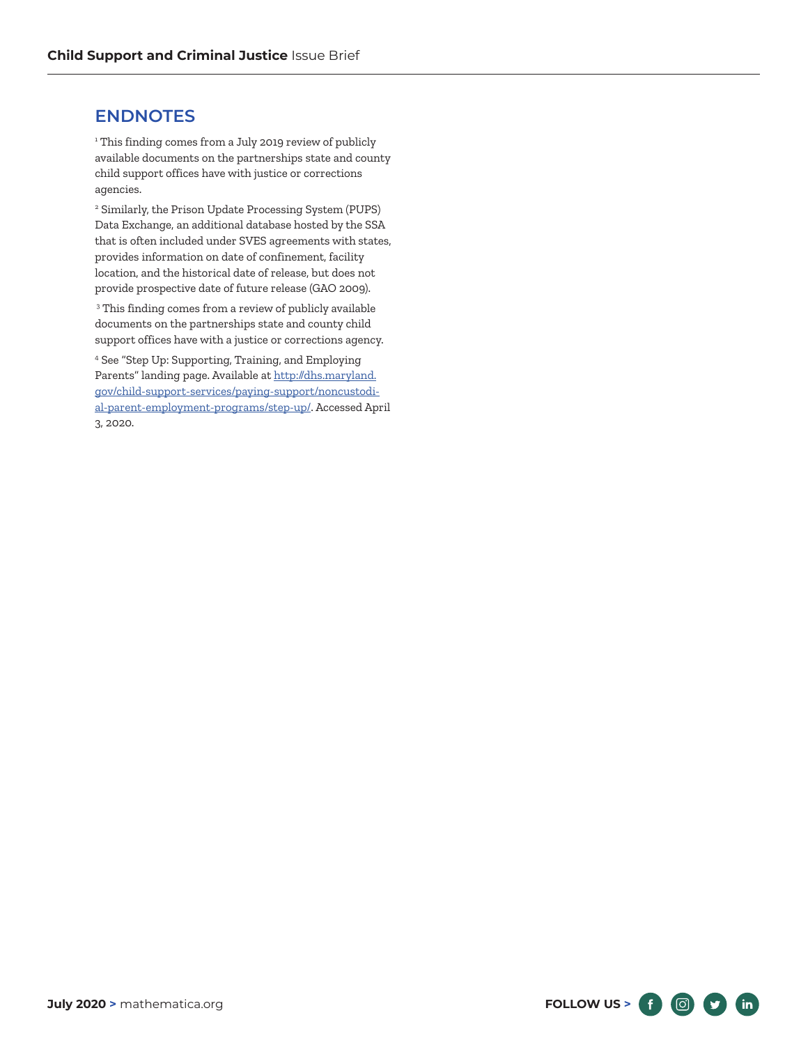## ENDNOTES

[1] This finding comes from a July 2019 review of publicly available documents on the partnerships state and county child support offices have with justice or corrections agencies.

[2] Similarly, the Prison Update Processing System (PUPS) Data Exchange, an additional database hosted by the SSA that is often included under SVES agreements with states, provides information on date of confinement, facility location, and the historical date of release, but does not provide prospective date of future release (GAO 2009).

[3] This finding comes from a review of publicly available documents on the partnerships state and county child support offices have with a justice or corrections agency.

[4] See "Step Up: Supporting, Training, and Employing Parents" landing page. Available at http://dhs.maryland.gov/child-support-services/paying-support/noncustodial-parent-employment-programs/step-up/. Accessed April 3, 2020.